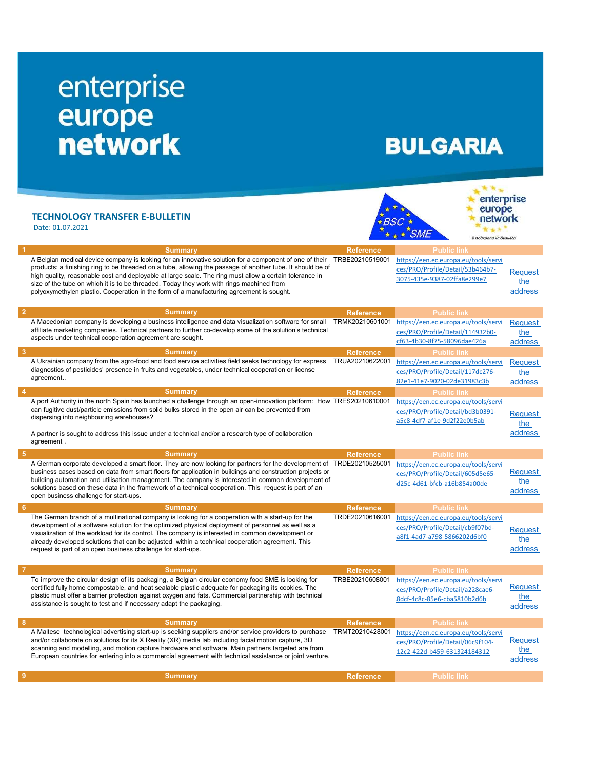# enterprise europe network

# BULGARIA

## TECHNOLOGY TRANSFER E-BULLETIN

Date: 01.07.2021

| # | Summary | Reference | Public link | |
|---|---|---|---|---|
| 1 | A Belgian medical device company is looking for an innovative solution for a component of one of their products: a finishing ring to be threaded on a tube, allowing the passage of another tube. It should be of high quality, reasonable cost and deployable at large scale. The ring must allow a certain tolerance in size of the tube on which it is to be threaded. Today they work with rings machined from polyoxymethylen plastic. Cooperation in the form of a manufacturing agreement is sought. | TRBE20210519001 | https://een.ec.europa.eu/tools/services/PRO/Profile/Detail/53b464b7-3075-435e-9387-02ffa8e299e7 | Request the address |
| 2 | A Macedonian company is developing a business intelligence and data visualization software for small affiliate marketing companies. Technical partners to further co-develop some of the solution's technical aspects under technical cooperation agreement are sought. | TRMK20210601001 | https://een.ec.europa.eu/tools/services/PRO/Profile/Detail/114932b0-cf63-4b30-8f75-58096dae426a | Request the address |
| 3 | A Ukrainian company from the agro-food and food service activities field seeks technology for express diagnostics of pesticides' presence in fruits and vegetables, under technical cooperation or license agreement.. | TRUA20210622001 | https://een.ec.europa.eu/tools/services/PRO/Profile/Detail/117dc276-82e1-41e7-9020-02de31983c3b | Request the address |
| 4 | A port Authority in the north Spain has launched a challenge through an open-innovation platform: How can fugitive dust/particle emissions from solid bulks stored in the open air can be prevented from dispersing into neighbouring warehouses? A partner is sought to address this issue under a technical and/or a research type of collaboration agreement . | TRES20210610001 | https://een.ec.europa.eu/tools/services/PRO/Profile/Detail/bd3b0391-a5c8-4df7-af1e-9d2f22e0b5ab | Request the address |
| 5 | A German corporate developed a smart floor. They are now looking for partners for the development of business cases based on data from smart floors for application in buildings and construction projects or building automation and utilisation management. The company is interested in common development of solutions based on these data in the framework of a technical cooperation. This request is part of an open business challenge for start-ups. | TRDE20210525001 | https://een.ec.europa.eu/tools/services/PRO/Profile/Detail/605d5e65-d25c-4d61-bfcb-a16b854a00de | Request the address |
| 6 | The German branch of a multinational company is looking for a cooperation with a start-up for the development of a software solution for the optimized physical deployment of personnel as well as a visualization of the workload for its control. The company is interested in common development or already developed solutions that can be adjusted within a technical cooperation agreement. This request is part of an open business challenge for start-ups. | TRDE20210616001 | https://een.ec.europa.eu/tools/services/PRO/Profile/Detail/cb9f07bd-a8f1-4ad7-a798-5866202d6bf0 | Request the address |
| 7 | To improve the circular design of its packaging, a Belgian circular economy food SME is looking for certified fully home compostable, and heat sealable plastic adequate for packaging its cookies. The plastic must offer a barrier protection against oxygen and fats. Commercial partnership with technical assistance is sought to test and if necessary adapt the packaging. | TRBE20210608001 | https://een.ec.europa.eu/tools/services/PRO/Profile/Detail/a228cae6-8dcf-4c8c-85e6-cba5810b2d6b | Request the address |
| 8 | A Maltese technological advertising start-up is seeking suppliers and/or service providers to purchase and/or collaborate on solutions for its X Reality (XR) media lab including facial motion capture, 3D scanning and modelling, and motion capture hardware and software. Main partners targeted are from European countries for entering into a commercial agreement with technical assistance or joint venture. | TRMT20210428001 | https://een.ec.europa.eu/tools/services/PRO/Profile/Detail/06c9f104-12c2-422d-b459-631324184312 | Request the address |
| 9 | | | | |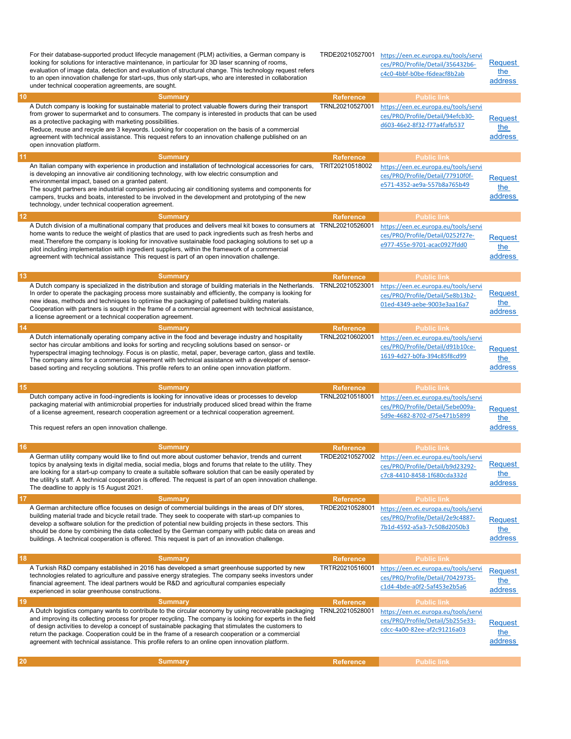| | Summary | Reference | Public link | |
|---|---|---|---|---|
| | For their database-supported product lifecycle management (PLM) activities, a German company is looking for solutions for interactive maintenance, in particular for 3D laser scanning of rooms, evaluation of image data, detection and evaluation of structural change. This technology request refers to an open innovation challenge for start-ups, thus only start-ups, who are interested in collaboration under technical cooperation agreements, are sought. | TRDE20210527001 | https://een.ec.europa.eu/tools/services/PRO/Profile/Detail/356432b6-c4c0-4bbf-b0be-f6deacf8b2ab | Request the address |
| 10 | Summary | Reference | Public link | |
| | A Dutch company is looking for sustainable material to protect valuable flowers during their transport from grower to supermarket and to consumers. The company is interested in products that can be used as a protective packaging with marketing possibilities.<br>Reduce, reuse and recycle are 3 keywords. Looking for cooperation on the basis of a commercial agreement with technical assistance. This request refers to an innovation challenge published on an open innovation platform. | TRNL20210527001 | https://een.ec.europa.eu/tools/services/PRO/Profile/Detail/94efcb30-d603-46e2-8f32-f77a4fafb537 | Request the address |
| 11 | Summary | Reference | Public link | |
| | An Italian company with experience in production and installation of technological accessories for cars, is developing an innovative air conditioning technology, with low electric consumption and environmental impact, based on a granted patent.<br>The sought partners are industrial companies producing air conditioning systems and components for campers, trucks and boats, interested to be involved in the development and prototyping of the new technology, under technical cooperation agreement. | TRIT20210518002 | https://een.ec.europa.eu/tools/services/PRO/Profile/Detail/77910f0f-e571-4352-ae9a-557b8a765b49 | Request the address |
| 12 | Summary | Reference | Public link | |
| | A Dutch division of a multinational company that produces and delivers meal kit boxes to consumers at home wants to reduce the weight of plastics that are used to pack ingredients such as fresh herbs and meat.Therefore the company is looking for innovative sustainable food packaging solutions to set up a pilot including implementation with ingredient suppliers, within the framework of a commercial agreement with technical assistance This request is part of an open innovation challenge. | TRNL20210526001 | https://een.ec.europa.eu/tools/services/PRO/Profile/Detail/0252f27e-e977-455e-9701-acac0927fdd0 | Request the address |
| 13 | Summary | Reference | Public link | |
| | A Dutch company is specialized in the distribution and storage of building materials in the Netherlands. In order to operate the packaging process more sustainably and efficiently, the company is looking for new ideas, methods and techniques to optimise the packaging of palletised building materials. Cooperation with partners is sought in the frame of a commercial agreement with technical assistance, a license agreement or a technical cooperation agreement. | TRNL20210523001 | https://een.ec.europa.eu/tools/services/PRO/Profile/Detail/5e8b13b2-01ed-4349-aebe-9003e3aa16a7 | Request the address |
| 14 | Summary | Reference | Public link | |
| | A Dutch internationally operating company active in the food and beverage industry and hospitality sector has circular ambitions and looks for sorting and recycling solutions based on sensor- or hyperspectral imaging technology. Focus is on plastic, metal, paper, beverage carton, glass and textile. The company aims for a commercial agreement with technical assistance with a developer of sensor-based sorting and recycling solutions. This profile refers to an online open innovation platform. | TRNL20210602001 | https://een.ec.europa.eu/tools/services/PRO/Profile/Detail/d91b10ce-1619-4d27-b0fa-394c85f8cd99 | Request the address |
| 15 | Summary | Reference | Public link | |
| | Dutch company active in food-ingredients is looking for innovative ideas or processes to develop packaging material with antimicrobial properties for industrially produced sliced bread within the frame of a license agreement, research cooperation agreement or a technical cooperation agreement.<br><br>This request refers an open innovation challenge. | TRNL20210518001 | https://een.ec.europa.eu/tools/services/PRO/Profile/Detail/5ebe009a-5d9e-4682-8702-d75e471b5899 | Request the address |
| 16 | Summary | Reference | Public link | |
| | A German utility company would like to find out more about customer behavior, trends and current topics by analysing texts in digital media, social media, blogs and forums that relate to the utility. They are looking for a start-up company to create a suitable software solution that can be easily operated by the utility's staff. A technical cooperation is offered. The request is part of an open innovation challenge. The deadline to apply is 15 August 2021. | TRDE20210527002 | https://een.ec.europa.eu/tools/services/PRO/Profile/Detail/b9d23292-c7c8-4410-8458-1f680cda332d | Request the address |
| 17 | Summary | Reference | Public link | |
| | A German architecture office focuses on design of commercial buildings in the areas of DIY stores, building material trade and bicycle retail trade. They seek to cooperate with start-up companies to develop a software solution for the prediction of potential new building projects in these sectors. This should be done by combining the data collected by the German company with public data on areas and buildings. A technical cooperation is offered. This request is part of an innovation challenge. | TRDE20210528001 | https://een.ec.europa.eu/tools/services/PRO/Profile/Detail/2e9c4887-7b1d-4592-a5a3-7c508d2050b3 | Request the address |
| 18 | Summary | Reference | Public link | |
| | A Turkish R&D company established in 2016 has developed a smart greenhouse supported by new technologies related to agriculture and passive energy strategies. The company seeks investors under financial agreement. The ideal partners would be R&D and agricultural companies especially experienced in solar greenhouse constructions. | TRTR20210516001 | https://een.ec.europa.eu/tools/services/PRO/Profile/Detail/70429735-c1d4-4bde-a0f2-5af453e2b5a6 | Request the address |
| 19 | Summary | Reference | Public link | |
| | A Dutch logistics company wants to contribute to the circular economy by using recoverable packaging and improving its collecting process for proper recycling. The company is looking for experts in the field of design activities to develop a concept of sustainable packaging that stimulates the customers to return the package. Cooperation could be in the frame of a research cooperation or a commercial agreement with technical assistance. This profile refers to an online open innovation platform. | TRNL20210528001 | https://een.ec.europa.eu/tools/services/PRO/Profile/Detail/5b255e33-cdcc-4a00-82ee-af2c91216a03 | Request the address |
| 20 | Summary | Reference | Public link | |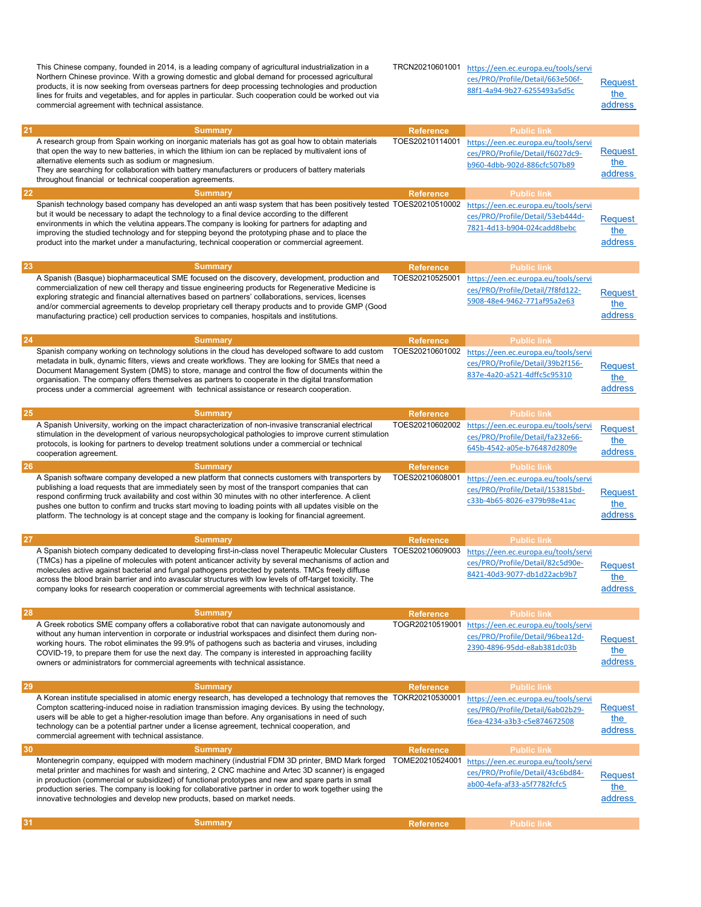| | Summary | Reference | Public link | |
|---|---|---|---|---|
| | This Chinese company, founded in 2014, is a leading company of agricultural industrialization in a Northern Chinese province. With a growing domestic and global demand for processed agricultural products, it is now seeking from overseas partners for deep processing technologies and production lines for fruits and vegetables, and for apples in particular. Such cooperation could be worked out via commercial agreement with technical assistance. | TRCN20210601001 | https://een.ec.europa.eu/tools/services/PRO/Profile/Detail/663e506f-88f1-4a94-9b27-6255493a5d5c | Request the address |
| 21 | A research group from Spain working on inorganic materials has got as goal how to obtain materials that open the way to new batteries, in which the lithium ion can be replaced by multivalent ions of alternative elements such as sodium or magnesium. They are searching for collaboration with battery manufacturers or producers of battery materials throughout financial or technical cooperation agreements. | TOES20210114001 | https://een.ec.europa.eu/tools/services/PRO/Profile/Detail/f6027dc9-b960-4dbb-902d-886cfc507b89 | Request the address |
| 22 | Spanish technology based company has developed an anti wasp system that has been positively tested but it would be necessary to adapt the technology to a final device according to the different environments in which the velutina appears.The company is looking for partners for adapting and improving the studied technology and for stepping beyond the prototyping phase and to place the product into the market under a manufacturing, technical cooperation or commercial agreement. | TOES20210510002 | https://een.ec.europa.eu/tools/services/PRO/Profile/Detail/53eb444d-7821-4d13-b904-024cadd8bebc | Request the address |
| 23 | A Spanish (Basque) biopharmaceutical SME focused on the discovery, development, production and commercialization of new cell therapy and tissue engineering products for Regenerative Medicine is exploring strategic and financial alternatives based on partners' collaborations, services, licenses and/or commercial agreements to develop proprietary cell therapy products and to provide GMP (Good manufacturing practice) cell production services to companies, hospitals and institutions. | TOES20210525001 | https://een.ec.europa.eu/tools/services/PRO/Profile/Detail/7f8fd122-5908-48e4-9462-771af95a2e63 | Request the address |
| 24 | Spanish company working on technology solutions in the cloud has developed software to add custom metadata in bulk, dynamic filters, views and create workflows. They are looking for SMEs that need a Document Management System (DMS) to store, manage and control the flow of documents within the organisation. The company offers themselves as partners to cooperate in the digital transformation process under a commercial agreement with technical assistance or research cooperation. | TOES20210601002 | https://een.ec.europa.eu/tools/services/PRO/Profile/Detail/39b2f156-837e-4a20-a521-4dffc5c95310 | Request the address |
| 25 | A Spanish University, working on the impact characterization of non-invasive transcranial electrical stimulation in the development of various neuropsychological pathologies to improve current stimulation protocols, is looking for partners to develop treatment solutions under a commercial or technical cooperation agreement. | TOES20210602002 | https://een.ec.europa.eu/tools/services/PRO/Profile/Detail/fa232e66-645b-4542-a05e-b76487d2809e | Request the address |
| 26 | A Spanish software company developed a new platform that connects customers with transporters by publishing a load requests that are immediately seen by most of the transport companies that can respond confirming truck availability and cost within 30 minutes with no other interference. A client pushes one button to confirm and trucks start moving to loading points with all updates visible on the platform. The technology is at concept stage and the company is looking for financial agreement. | TOES20210608001 | https://een.ec.europa.eu/tools/services/PRO/Profile/Detail/153815bd-c33b-4b65-8026-e379b98e41ac | Request the address |
| 27 | A Spanish biotech company dedicated to developing first-in-class novel Therapeutic Molecular Clusters (TMCs) has a pipeline of molecules with potent anticancer activity by several mechanisms of action and molecules active against bacterial and fungal pathogens protected by patents. TMCs freely diffuse across the blood brain barrier and into avascular structures with low levels of off-target toxicity. The company looks for research cooperation or commercial agreements with technical assistance. | TOES20210609003 | https://een.ec.europa.eu/tools/services/PRO/Profile/Detail/82c5d90e-8421-40d3-9077-db1d22acb9b7 | Request the address |
| 28 | A Greek robotics SME company offers a collaborative robot that can navigate autonomously and without any human intervention in corporate or industrial workspaces and disinfect them during non-working hours. The robot eliminates the 99.9% of pathogens such as bacteria and viruses, including COVID-19, to prepare them for use the next day. The company is interested in approaching facility owners or administrators for commercial agreements with technical assistance. | TOGR20210519001 | https://een.ec.europa.eu/tools/services/PRO/Profile/Detail/96bea12d-2390-4896-95dd-e8ab381dc03b | Request the address |
| 29 | A Korean institute specialised in atomic energy research, has developed a technology that removes the Compton scattering-induced noise in radiation transmission imaging devices. By using the technology, users will be able to get a higher-resolution image than before. Any organisations in need of such technology can be a potential partner under a license agreement, technical cooperation, and commercial agreement with technical assistance. | TOKR20210530001 | https://een.ec.europa.eu/tools/services/PRO/Profile/Detail/6ab02b29-f6ea-4234-a3b3-c5e874672508 | Request the address |
| 30 | Montenegrin company, equipped with modern machinery (industrial FDM 3D printer, BMD Mark forged metal printer and machines for wash and sintering, 2 CNC machine and Artec 3D scanner) is engaged in production (commercial or subsidized) of functional prototypes and new and spare parts in small production series. The company is looking for collaborative partner in order to work together using the innovative technologies and develop new products, based on market needs. | TOME20210524001 | https://een.ec.europa.eu/tools/services/PRO/Profile/Detail/43c6bd84-ab00-4efa-af33-a5f7782fcfc5 | Request the address |
| 31 | | | | |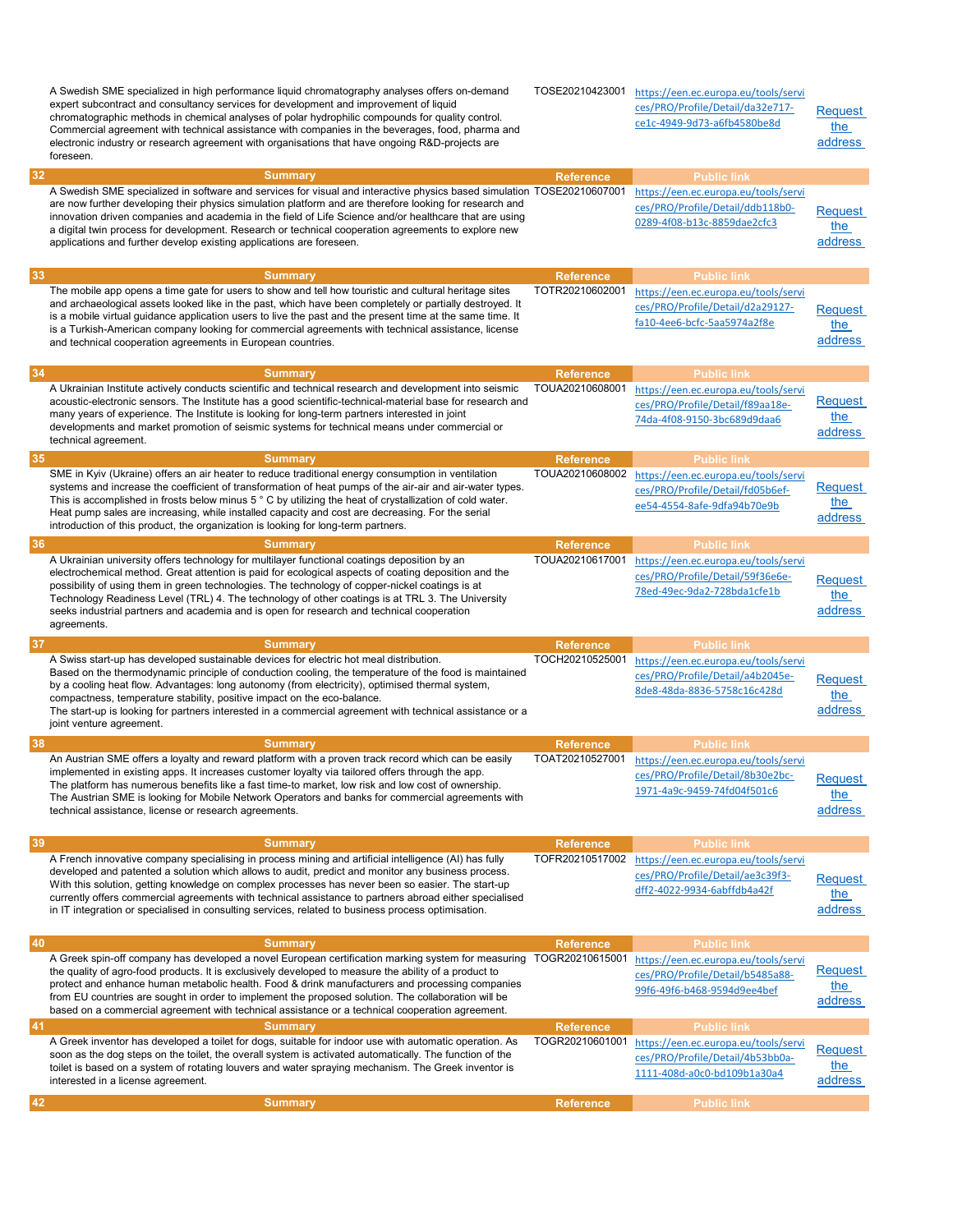| | Summary | Reference | Public link | |
|---|---|---|---|---|
| | A Swedish SME specialized in high performance liquid chromatography analyses offers on-demand expert subcontract and consultancy services for development and improvement of liquid chromatographic methods in chemical analyses of polar hydrophilic compounds for quality control. Commercial agreement with technical assistance with companies in the beverages, food, pharma and electronic industry or research agreement with organisations that have ongoing R&D-projects are foreseen. | TOSE20210423001 | https://een.ec.europa.eu/tools/services/PRO/Profile/Detail/da32e717-ce1c-4949-9d73-a6fb4580be8d | Request the address |
| 32 | A Swedish SME specialized in software and services for visual and interactive physics based simulation are now further developing their physics simulation platform and are therefore looking for research and innovation driven companies and academia in the field of Life Science and/or healthcare that are using a digital twin process for development. Research or technical cooperation agreements to explore new applications and further develop existing applications are foreseen. | TOSE20210607001 | https://een.ec.europa.eu/tools/services/PRO/Profile/Detail/ddb118b0-0289-4f08-b13c-8859dae2cfc3 | Request the address |
| 33 | The mobile app opens a time gate for users to show and tell how touristic and cultural heritage sites and archaeological assets looked like in the past, which have been completely or partially destroyed. It is a mobile virtual guidance application users to live the past and the present time at the same time. It is a Turkish-American company looking for commercial agreements with technical assistance, license and technical cooperation agreements in European countries. | TOTR20210602001 | https://een.ec.europa.eu/tools/services/PRO/Profile/Detail/d2a29127-fa10-4ee6-bcfc-5aa5974a2f8e | Request the address |
| 34 | A Ukrainian Institute actively conducts scientific and technical research and development into seismic acoustic-electronic sensors. The Institute has a good scientific-technical-material base for research and many years of experience. The Institute is looking for long-term partners interested in joint developments and market promotion of seismic systems for technical means under commercial or technical agreement. | TOUA20210608001 | https://een.ec.europa.eu/tools/services/PRO/Profile/Detail/f89aa18e-74da-4f08-9150-3bc689d9daa6 | Request the address |
| 35 | SME in Kyiv (Ukraine) offers an air heater to reduce traditional energy consumption in ventilation systems and increase the coefficient of transformation of heat pumps of the air-air and air-water types. This is accomplished in frosts below minus 5 ° C by utilizing the heat of crystallization of cold water. Heat pump sales are increasing, while installed capacity and cost are decreasing. For the serial introduction of this product, the organization is looking for long-term partners. | TOUA20210608002 | https://een.ec.europa.eu/tools/services/PRO/Profile/Detail/fd05b6ef-ee54-4554-8afe-9dfa94b70e9b | Request the address |
| 36 | A Ukrainian university offers technology for multilayer functional coatings deposition by an electrochemical method. Great attention is paid for ecological aspects of coating deposition and the possibility of using them in green technologies. The technology of copper-nickel coatings is at Technology Readiness Level (TRL) 4. The technology of other coatings is at TRL 3. The University seeks industrial partners and academia and is open for research and technical cooperation agreements. | TOUA20210617001 | https://een.ec.europa.eu/tools/services/PRO/Profile/Detail/59f36e6e-78ed-49ec-9da2-728bda1cfe1b | Request the address |
| 37 | A Swiss start-up has developed sustainable devices for electric hot meal distribution. Based on the thermodynamic principle of conduction cooling, the temperature of the food is maintained by a cooling heat flow. Advantages: long autonomy (from electricity), optimised thermal system, compactness, temperature stability, positive impact on the eco-balance. The start-up is looking for partners interested in a commercial agreement with technical assistance or a joint venture agreement. | TOCH20210525001 | https://een.ec.europa.eu/tools/services/PRO/Profile/Detail/a4b2045e-8de8-48da-8836-5758c16c428d | Request the address |
| 38 | An Austrian SME offers a loyalty and reward platform with a proven track record which can be easily implemented in existing apps. It increases customer loyalty via tailored offers through the app. The platform has numerous benefits like a fast time-to market, low risk and low cost of ownership. The Austrian SME is looking for Mobile Network Operators and banks for commercial agreements with technical assistance, license or research agreements. | TOAT20210527001 | https://een.ec.europa.eu/tools/services/PRO/Profile/Detail/8b30e2bc-1971-4a9c-9459-74fd04f501c6 | Request the address |
| 39 | A French innovative company specialising in process mining and artificial intelligence (AI) has fully developed and patented a solution which allows to audit, predict and monitor any business process. With this solution, getting knowledge on complex processes has never been so easier. The start-up currently offers commercial agreements with technical assistance to partners abroad either specialised in IT integration or specialised in consulting services, related to business process optimisation. | TOFR20210517002 | https://een.ec.europa.eu/tools/services/PRO/Profile/Detail/ae3c39f3-dff2-4022-9934-6abffdb4a42f | Request the address |
| 40 | A Greek spin-off company has developed a novel European certification marking system for measuring the quality of agro-food products. It is exclusively developed to measure the ability of a product to protect and enhance human metabolic health. Food & drink manufacturers and processing companies from EU countries are sought in order to implement the proposed solution. The collaboration will be based on a commercial agreement with technical assistance or a technical cooperation agreement. | TOGR20210615001 | https://een.ec.europa.eu/tools/services/PRO/Profile/Detail/b5485a88-99f6-49f6-b468-9594d9ee4bef | Request the address |
| 41 | A Greek inventor has developed a toilet for dogs, suitable for indoor use with automatic operation. As soon as the dog steps on the toilet, the overall system is activated automatically. The function of the toilet is based on a system of rotating louvers and water spraying mechanism. The Greek inventor is interested in a license agreement. | TOGR20210601001 | https://een.ec.europa.eu/tools/services/PRO/Profile/Detail/4b53bb0a-1111-408d-a0c0-bd109b1a30a4 | Request the address |
| 42 | Summary | Reference | Public link | |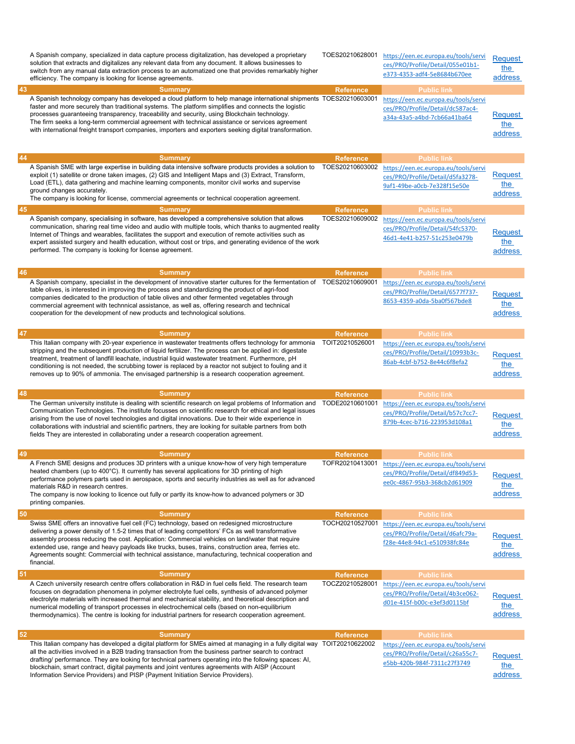| | Summary | Reference | Public link | |
|---|---|---|---|---|
| | A Spanish company, specialized in data capture process digitalization, has developed a proprietary solution that extracts and digitalizes any relevant data from any document. It allows businesses to switch from any manual data extraction process to an automatized one that provides remarkably higher efficiency. The company is looking for license agreements. | TOES20210628001 | https://een.ec.europa.eu/tools/services/PRO/Profile/Detail/055e01b1-e373-4353-adf4-5e8684b670ee | Request the address |
| 43 | A Spanish technology company has developed a cloud platform to help manage international shipments faster and more securely than traditional systems. The platform simplifies and connects the logistic processes guaranteeing transparency, traceability and security, using Blockchain technology. The firm seeks a long-term commercial agreement with technical assistance or services agreement with international freight transport companies, importers and exporters seeking digital transformation. | TOES20210603001 | https://een.ec.europa.eu/tools/services/PRO/Profile/Detail/dc587ac4-a34a-43a5-a4bd-7cb66a41ba64 | Request the address |
| 44 | A Spanish SME with large expertise in building data intensive software products provides a solution to exploit (1) satellite or drone taken images, (2) GIS and Intelligent Maps and (3) Extract, Transform, Load (ETL), data gathering and machine learning components, monitor civil works and supervise ground changes accurately. The company is looking for license, commercial agreements or technical cooperation agreement. | TOES20210603002 | https://een.ec.europa.eu/tools/services/PRO/Profile/Detail/d5fa3278-9af1-49be-a0cb-7e328f15e50e | Request the address |
| 45 | A Spanish company, specialising in software, has developed a comprehensive solution that allows communication, sharing real time video and audio with multiple tools, which thanks to augmented reality Internet of Things and wearables, facilitates the support and execution of remote activities such as expert assisted surgery and health education, without cost or trips, and generating evidence of the work performed. The company is looking for license agreement. | TOES20210609002 | https://een.ec.europa.eu/tools/services/PRO/Profile/Detail/54fc5370-46d1-4e41-b257-51c253e0479b | Request the address |
| 46 | A Spanish company, specialist in the development of innovative starter cultures for the fermentation of table olives, is interested in improving the process and standardizing the product of agri-food companies dedicated to the production of table olives and other fermented vegetables through commercial agreement with technnical assistance, as well as, offering research and technical cooperation for the development of new products and technological solutions. | TOES20210609001 | https://een.ec.europa.eu/tools/services/PRO/Profile/Detail/6577f737-8653-4359-a0da-5ba0f567bde8 | Request the address |
| 47 | This Italian company with 20-year experience in wastewater treatments offers technology for ammonia stripping and the subsequent production of liquid fertilizer. The process can be applied in: digestate treatment, treatment of landfill leachate, industrial liquid wastewater treatment. Furthermore, pH conditioning is not needed, the scrubbing tower is replaced by a reactor not subject to fouling and it removes up to 90% of ammonia. The envisaged partnership is a research cooperation agreement. | TOIT20210526001 | https://een.ec.europa.eu/tools/services/PRO/Profile/Detail/10993b3c-86ab-4cbf-b752-8e44c6f8efa2 | Request the address |
| 48 | The German university institute is dealing with scientific research on legal problems of Information and Communication Technologies. The institute focusses on scientific research for ethical and legal issues arising from the use of novel technologies and digital innovations. Due to their wide experience in collaborations with industrial and scientific partners, they are looking for suitable partners from both fields They are interested in collaborating under a research cooperation agreement. | TODE20210601001 | https://een.ec.europa.eu/tools/services/PRO/Profile/Detail/b57c7cc7-879b-4cec-b716-223953d108a1 | Request the address |
| 49 | A French SME designs and produces 3D printers with a unique know-how of very high temperature heated chambers (up to 400°C). It currently has several applications for 3D printing of high performance polymers parts used in aerospace, sports and security industries as well as for advanced materials R&D in research centres. The company is now looking to licence out fully or partly its know-how to advanced polymers or 3D printing companies. | TOFR20210413001 | https://een.ec.europa.eu/tools/services/PRO/Profile/Detail/df849d53-ee0c-4867-95b3-368cb2d61909 | Request the address |
| 50 | Swiss SME offers an innovative fuel cell (FC) technology, based on redesigned microstructure delivering a power density of 1.5-2 times that of leading competitors' FCs as well transformative assembly process reducing the cost. Application: Commercial vehicles on land/water that require extended use, range and heavy payloads like trucks, buses, trains, construction area, ferries etc. Agreements sought: Commercial with technical assistance, manufacturing, technical cooperation and financial. | TOCH20210527001 | https://een.ec.europa.eu/tools/services/PRO/Profile/Detail/d6afc79a-f28e-44e8-94c1-e510938fc84e | Request the address |
| 51 | A Czech university research centre offers collaboration in R&D in fuel cells field. The research team focuses on degradation phenomena in polymer electrolyte fuel cells, synthesis of advanced polymer electrolyte materials with increased thermal and mechanical stability, and theoretical description and numerical modelling of transport processes in electrochemical cells (based on non-equilibrium thermodynamics). The centre is looking for industrial partners for research cooperation agreement. | TOCZ20210528001 | https://een.ec.europa.eu/tools/services/PRO/Profile/Detail/4b3ce062-d01e-415f-b00c-e3ef3d0115bf | Request the address |
| 52 | This Italian company has developed a digital platform for SMEs aimed at managing in a fully digital way all the activities involved in a B2B trading transaction from the business partner search to contract drafting/ performance. They are looking for technical partners operating into the following spaces: AI, blockchain, smart contract, digital payments and joint ventures agreements with AISP (Account Information Service Providers) and PISP (Payment Initiation Service Providers). | TOIT20210622002 | https://een.ec.europa.eu/tools/services/PRO/Profile/Detail/c26a55c7-e5bb-420b-984f-7311c27f3749 | Request the address |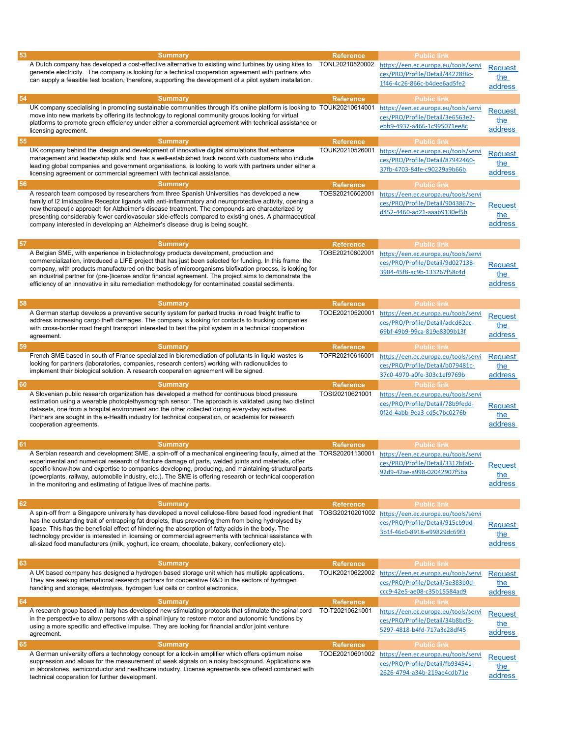| # | Summary | Reference | Public link | |
|---|---|---|---|---|
| 53 | A Dutch company has developed a cost-effective alternative to existing wind turbines by using kites to generate electricity. The company is looking for a technical cooperation agreement with partners who can supply a feasible test location, therefore, supporting the development of a pilot system installation. | TONL20210520002 | https://een.ec.europa.eu/tools/services/PRO/Profile/Detail/44228f8c-1f46-4c26-866c-b4dee6ad5fe2 | Request the address |
| 54 | UK company specialising in promoting sustainable communities through it's online platform is looking to move into new markets by offering its technology to regional community groups looking for virtual platforms to promote green efficiency under either a commercial agreement with technical assistance or licensing agreement. | TOUK20210614001 | https://een.ec.europa.eu/tools/services/PRO/Profile/Detail/3e6563e2-ebb9-4937-a466-1c995071ee8c | Request the address |
| 55 | UK company behind the design and development of innovative digital simulations that enhance management and leadership skills and has a well-established track record with customers who include leading global companies and government organisations, is looking to work with partners under either a licensing agreement or commercial agreement with technical assistance. | TOUK20210526001 | https://een.ec.europa.eu/tools/services/PRO/Profile/Detail/87942460-37fb-4703-84fe-c90229a9b66b | Request the address |
| 56 | A research team composed by researchers from three Spanish Universities has developed a new family of I2 Imidazoline Receptor ligands with anti-inflammatory and neuroprotective activity, opening a new therapeutic approach for Alzheimer's disease treatment. The compounds are characterized by presenting considerably fewer cardiovascular side-effects compared to existing ones. A pharmaceutical company interested in developing an Alzheimer's disease drug is being sought. | TOES20210602001 | https://een.ec.europa.eu/tools/services/PRO/Profile/Detail/9043867b-d452-4460-ad21-aaab9130ef5b | Request the address |
| 57 | A Belgian SME, with experience in biotechnology products development, production and commercialization, introduced a LIFE project that has just been selected for funding. In this frame, the company, with products manufactured on the basis of microorganisms biofixation process, is looking for an industrial partner for (pre-)license and/or financial agreement. The project aims to demonstrate the efficiency of an innovative in situ remediation methodology for contaminated coastal sediments. | TOBE20210602001 | https://een.ec.europa.eu/tools/services/PRO/Profile/Detail/9d027138-3904-45f8-ac9b-133267f58c4d | Request the address |
| 58 | A German startup develops a preventive security system for parked trucks in road freight traffic to address increasing cargo theft damages. The company is looking for contacts to trucking companies with cross-border road freight transport interested to test the pilot system in a technical cooperation agreement. | TODE20210520001 | https://een.ec.europa.eu/tools/services/PRO/Profile/Detail/adcd62ec-69bf-49b9-99ca-819e8309b13f | Request the address |
| 59 | French SME based in south of France specialized in bioremediation of pollutants in liquid wastes is looking for partners (laboratories, companies, research centers) working with radionuclides to implement their biological solution. A research cooperation agreement will be signed. | TOFR20210616001 | https://een.ec.europa.eu/tools/services/PRO/Profile/Detail/b079481c-37c0-4970-a0fe-303c1ef9769b | Request the address |
| 60 | A Slovenian public research organization has developed a method for continuous blood pressure estimation using a wearable photoplethysmograph sensor. The approach is validated using two distinct datasets, one from a hospital environment and the other collected during every-day activities. Partners are sought in the e-Health industry for technical cooperation, or academia for research cooperation agreements. | TOSI20210621001 | https://een.ec.europa.eu/tools/services/PRO/Profile/Detail/78b9fedd-0f2d-4abb-9ea3-cd5c7bc0276b | Request the address |
| 61 | A Serbian research and development SME, a spin-off of a mechanical engineering faculty, aimed at the experimental and numerical research of fracture damage of parts, welded joints and materials, offer specific know-how and expertise to companies developing, producing, and maintaining structural parts (powerplants, railway, automobile industry, etc.). The SME is offering research or technical cooperation in the monitoring and estimating of fatigue lives of machine parts. | TORS20201130001 | https://een.ec.europa.eu/tools/services/PRO/Profile/Detail/3312bfa0-92d9-42ae-a998-02042907f5ba | Request the address |
| 62 | A spin-off from a Singapore university has developed a novel cellulose-fibre based food ingredient that has the outstanding trait of entrapping fat droplets, thus preventing them from being hydrolysed by lipase. This has the beneficial effect of hindering the absorption of fatty acids in the body. The technology provider is interested in licensing or commercial agreements with technical assistance with all-sized food manufacturers (milk, yoghurt, ice cream, chocolate, bakery, confectionery etc). | TOSG20210201002 | https://een.ec.europa.eu/tools/services/PRO/Profile/Detail/915cb9dd-3b1f-46c0-8918-e99829dc69f3 | Request the address |
| 63 | A UK based company has designed a hydrogen based storage unit which has multiple applications. They are seeking international research partners for cooperative R&D in the sectors of hydrogen handling and storage, electrolysis, hydrogen fuel cells or control electronics. | TOUK20210622002 | https://een.ec.europa.eu/tools/services/PRO/Profile/Detail/5e383b0d-ccc9-42e5-ae08-c35b15584ad9 | Request the address |
| 64 | A research group based in Italy has developed new stimulating protocols that stimulate the spinal cord in the perspective to allow persons with a spinal injury to restore motor and autonomic functions by using a more specific and effective impulse. They are looking for financial and/or joint venture agreement. | TOIT20210621001 | https://een.ec.europa.eu/tools/services/PRO/Profile/Detail/34b8bcf3-5297-4818-b4fd-717a3c28df45 | Request the address |
| 65 | A German university offers a technology concept for a lock-in amplifier which offers optimum noise suppression and allows for the measurement of weak signals on a noisy background. Applications are in laboratories, semiconductor and healthcare industry. License agreements are offered combined with technical cooperation for further development. | TODE20210601002 | https://een.ec.europa.eu/tools/services/PRO/Profile/Detail/fb934541-2626-4794-a34b-219ae4cdb71e | Request the address |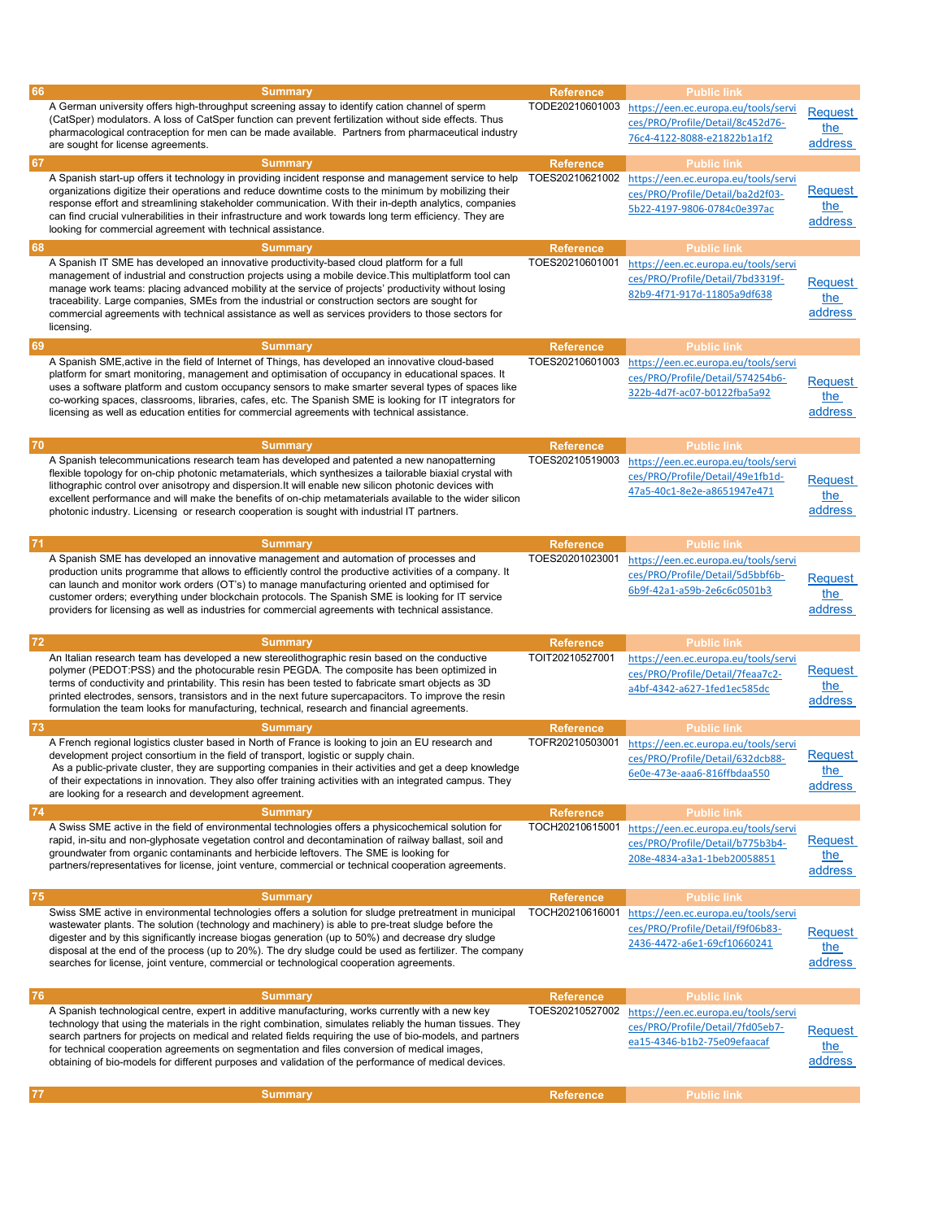| 66 | Summary | Reference | Public link | |
|---|---|---|---|---|
| | A German university offers high-throughput screening assay to identify cation channel of sperm (CatSper) modulators. A loss of CatSper function can prevent fertilization without side effects. Thus pharmacological contraception for men can be made available. Partners from pharmaceutical industry are sought for license agreements. | TODE20210601003 | https://een.ec.europa.eu/tools/services/PRO/Profile/Detail/8c452d76-76c4-4122-8088-e21822b1a1f2 | Request the address |
| 67 | Summary | Reference | Public link | |
| | A Spanish start-up offers it technology in providing incident response and management service to help organizations digitize their operations and reduce downtime costs to the minimum by mobilizing their response effort and streamlining stakeholder communication. With their in-depth analytics, companies can find crucial vulnerabilities in their infrastructure and work towards long term efficiency. They are looking for commercial agreement with technical assistance. | TOES20210621002 | https://een.ec.europa.eu/tools/services/PRO/Profile/Detail/ba2d2f03-5b22-4197-9806-0784c0e397ac | Request the address |
| 68 | Summary | Reference | Public link | |
| | A Spanish IT SME has developed an innovative productivity-based cloud platform for a full management of industrial and construction projects using a mobile device.This multiplatform tool can manage work teams: placing advanced mobility at the service of projects' productivity without losing traceability. Large companies, SMEs from the industrial or construction sectors are sought for commercial agreements with technical assistance as well as services providers to those sectors for licensing. | TOES20210601001 | https://een.ec.europa.eu/tools/services/PRO/Profile/Detail/7bd3319f-82b9-4f71-917d-11805a9df638 | Request the address |
| 69 | Summary | Reference | Public link | |
| | A Spanish SME,active in the field of Internet of Things, has developed an innovative cloud-based platform for smart monitoring, management and optimisation of occupancy in educational spaces. It uses a software platform and custom occupancy sensors to make smarter several types of spaces like co-working spaces, classrooms, libraries, cafes, etc. The Spanish SME is looking for IT integrators for licensing as well as education entities for commercial agreements with technical assistance. | TOES20210601003 | https://een.ec.europa.eu/tools/services/PRO/Profile/Detail/574254b6-322b-4d7f-ac07-b0122fba5a92 | Request the address |
| 70 | Summary | Reference | Public link | |
| | A Spanish telecommunications research team has developed and patented a new nanopatterning flexible topology for on-chip photonic metamaterials, which synthesizes a tailorable biaxial crystal with lithographic control over anisotropy and dispersion.It will enable new silicon photonic devices with excellent performance and will make the benefits of on-chip metamaterials available to the wider silicon photonic industry. Licensing or research cooperation is sought with industrial IT partners. | TOES20210519003 | https://een.ec.europa.eu/tools/services/PRO/Profile/Detail/49e1fb1d-47a5-40c1-8e2e-a8651947e471 | Request the address |
| 71 | Summary | Reference | Public link | |
| | A Spanish SME has developed an innovative management and automation of processes and production units programme that allows to efficiently control the productive activities of a company. It can launch and monitor work orders (OT's) to manage manufacturing oriented and optimised for customer orders; everything under blockchain protocols. The Spanish SME is looking for IT service providers for licensing as well as industries for commercial agreements with technical assistance. | TOES20201023001 | https://een.ec.europa.eu/tools/services/PRO/Profile/Detail/5d5bbf6b-6b9f-42a1-a59b-2e6c6c0501b3 | Request the address |
| 72 | Summary | Reference | Public link | |
| | An Italian research team has developed a new stereolithographic resin based on the conductive polymer (PEDOT:PSS) and the photocurable resin PEGDA. The composite has been optimized in terms of conductivity and printability. This resin has been tested to fabricate smart objects as 3D printed electrodes, sensors, transistors and in the next future supercapacitors. To improve the resin formulation the team looks for manufacturing, technical, research and financial agreements. | TOIT20210527001 | https://een.ec.europa.eu/tools/services/PRO/Profile/Detail/7feaa7c2-a4bf-4342-a627-1fed1ec585dc | Request the address |
| 73 | Summary | Reference | Public link | |
| | A French regional logistics cluster based in North of France is looking to join an EU research and development project consortium in the field of transport, logistic or supply chain. As a public-private cluster, they are supporting companies in their activities and get a deep knowledge of their expectations in innovation. They also offer training activities with an integrated campus. They are looking for a research and development agreement. | TOFR20210503001 | https://een.ec.europa.eu/tools/services/PRO/Profile/Detail/632dcb88-6e0e-473e-aaa6-816ffbdaa550 | Request the address |
| 74 | Summary | Reference | Public link | |
| | A Swiss SME active in the field of environmental technologies offers a physicochemical solution for rapid, in-situ and non-glyphosate vegetation control and decontamination of railway ballast, soil and groundwater from organic contaminants and herbicide leftovers. The SME is looking for partners/representatives for license, joint venture, commercial or technical cooperation agreements. | TOCH20210615001 | https://een.ec.europa.eu/tools/services/PRO/Profile/Detail/b775b3b4-208e-4834-a3a1-1beb20058851 | Request the address |
| 75 | Summary | Reference | Public link | |
| | Swiss SME active in environmental technologies offers a solution for sludge pretreatment in municipal wastewater plants. The solution (technology and machinery) is able to pre-treat sludge before the digester and by this significantly increase biogas generation (up to 50%) and decrease dry sludge disposal at the end of the process (up to 20%). The dry sludge could be used as fertilizer. The company searches for license, joint venture, commercial or technological cooperation agreements. | TOCH20210616001 | https://een.ec.europa.eu/tools/services/PRO/Profile/Detail/f9f06b83-2436-4472-a6e1-69cf10660241 | Request the address |
| 76 | Summary | Reference | Public link | |
| | A Spanish technological centre, expert in additive manufacturing, works currently with a new key technology that using the materials in the right combination, simulates reliably the human tissues. They search partners for projects on medical and related fields requiring the use of bio-models, and partners for technical cooperation agreements on segmentation and files conversion of medical images, obtaining of bio-models for different purposes and validation of the performance of medical devices. | TOES20210527002 | https://een.ec.europa.eu/tools/services/PRO/Profile/Detail/7fd05eb7-ea15-4346-b1b2-75e09efaacaf | Request the address |
| 77 | Summary | Reference | Public link | |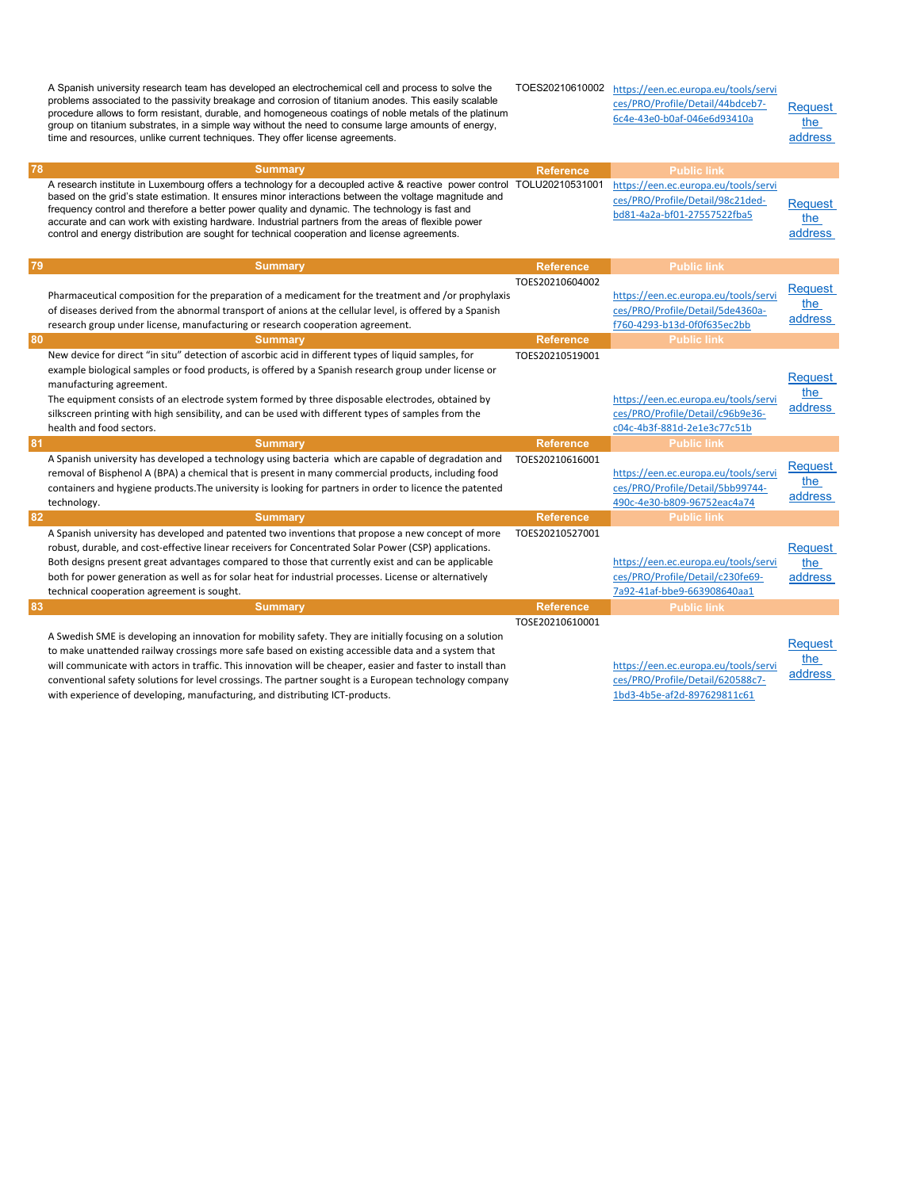| | Summary | Reference | Public link | |
|---|---|---|---|---|
| | A Spanish university research team has developed an electrochemical cell and process to solve the problems associated to the passivity breakage and corrosion of titanium anodes. This easily scalable procedure allows to form resistant, durable, and homogeneous coatings of noble metals of the platinum group on titanium substrates, in a simple way without the need to consume large amounts of energy, time and resources, unlike current techniques. They offer license agreements. | TOES20210610002 | https://een.ec.europa.eu/tools/services/PRO/Profile/Detail/44bdceb7-6c4e-43e0-b0af-046e6d93410a | Request the address |
| 78 | A research institute in Luxembourg offers a technology for a decoupled active & reactive power control based on the grid's state estimation. It ensures minor interactions between the voltage magnitude and frequency control and therefore a better power quality and dynamic. The technology is fast and accurate and can work with existing hardware. Industrial partners from the areas of flexible power control and energy distribution are sought for technical cooperation and license agreements. | TOLU20210531001 | https://een.ec.europa.eu/tools/services/PRO/Profile/Detail/98c21ded-bd81-4a2a-bf01-27557522fba5 | Request the address |
| 79 | Pharmaceutical composition for the preparation of a medicament for the treatment and /or prophylaxis of diseases derived from the abnormal transport of anions at the cellular level, is offered by a Spanish research group under license, manufacturing or research cooperation agreement. | TOES20210604002 | https://een.ec.europa.eu/tools/services/PRO/Profile/Detail/5de4360a-f760-4293-b13d-0f0f635ec2bb | Request the address |
| 80 | New device for direct "in situ" detection of ascorbic acid in different types of liquid samples, for example biological samples or food products, is offered by a Spanish research group under license or manufacturing agreement. The equipment consists of an electrode system formed by three disposable electrodes, obtained by silkscreen printing with high sensibility, and can be used with different types of samples from the health and food sectors. | TOES20210519001 | https://een.ec.europa.eu/tools/services/PRO/Profile/Detail/c96b9e36-c04c-4b3f-881d-2e1e3c77c51b | Request the address |
| 81 | A Spanish university has developed a technology using bacteria which are capable of degradation and removal of Bisphenol A (BPA) a chemical that is present in many commercial products, including food containers and hygiene products.The university is looking for partners in order to licence the patented technology. | TOES20210616001 | https://een.ec.europa.eu/tools/services/PRO/Profile/Detail/5bb99744-490c-4e30-b809-96752eac4a74 | Request the address |
| 82 | A Spanish university has developed and patented two inventions that propose a new concept of more robust, durable, and cost-effective linear receivers for Concentrated Solar Power (CSP) applications. Both designs present great advantages compared to those that currently exist and can be applicable both for power generation as well as for solar heat for industrial processes. License or alternatively technical cooperation agreement is sought. | TOES20210527001 | https://een.ec.europa.eu/tools/services/PRO/Profile/Detail/c230fe69-7a92-41af-bbe9-663908640aa1 | Request the address |
| 83 | A Swedish SME is developing an innovation for mobility safety. They are initially focusing on a solution to make unattended railway crossings more safe based on existing accessible data and a system that will communicate with actors in traffic. This innovation will be cheaper, easier and faster to install than conventional safety solutions for level crossings. The partner sought is a European technology company with experience of developing, manufacturing, and distributing ICT-products. | TOSE20210610001 | https://een.ec.europa.eu/tools/services/PRO/Profile/Detail/620588c7-1bd3-4b5e-af2d-897629811c61 | Request the address |